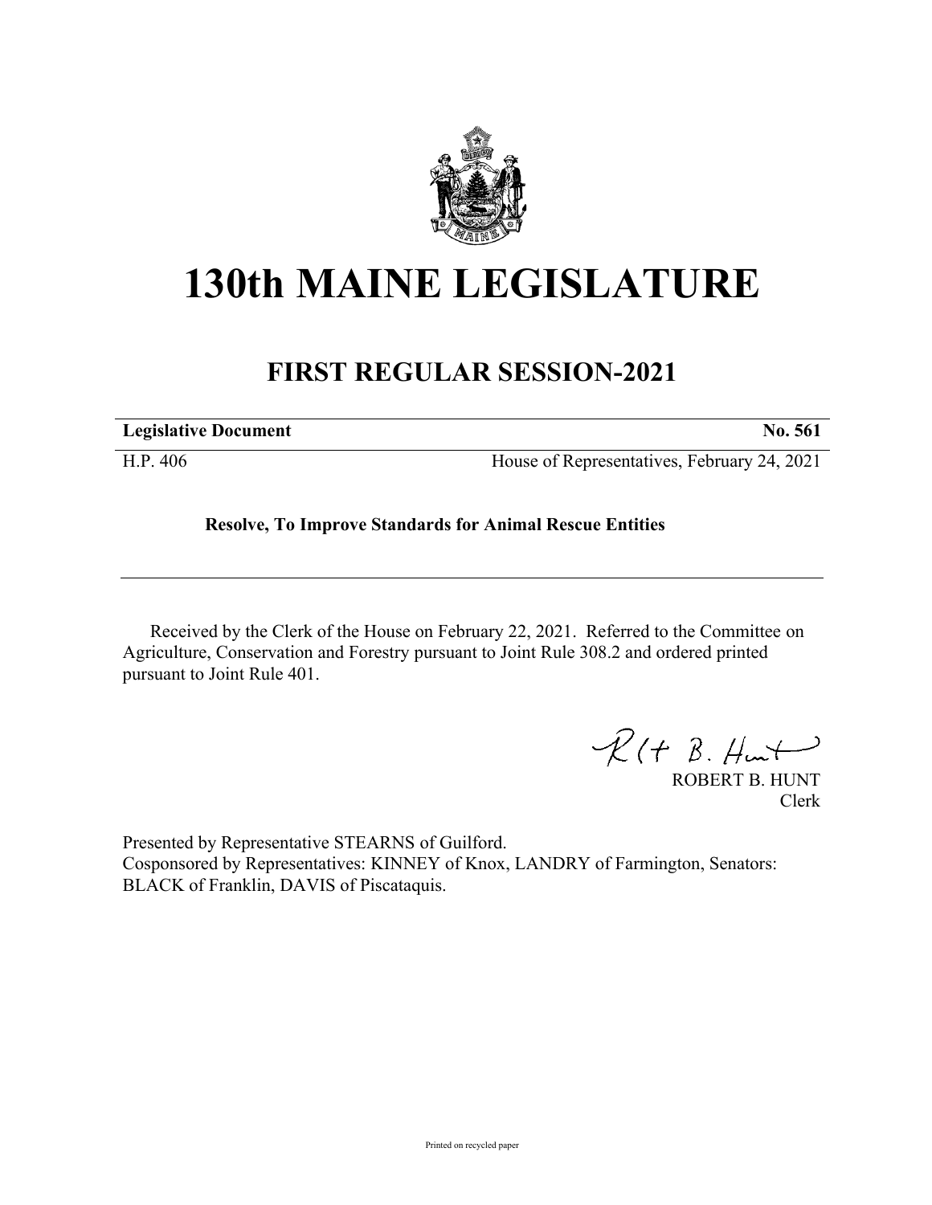# 130th MAINE LEGISLATURE

## FIRST REGULAR SESSION-2021

| **Legislative Document** | **No. 561** |
| --- | --- |
| H.P. 406 | House of Representatives, February 24, 2021 |

**Resolve, To Improve Standards for Animal Rescue Entities**

Received by the Clerk of the House on February 22, 2021. Referred to the Committee on Agriculture, Conservation and Forestry pursuant to Joint Rule 308.2 and ordered printed pursuant to Joint Rule 401.

ROBERT B. HUNT
Clerk

Presented by Representative STEARNS of Guilford.
Cosponsored by Representatives: KINNEY of Knox, LANDRY of Farmington, Senators: BLACK of Franklin, DAVIS of Piscataquis.

Printed on recycled paper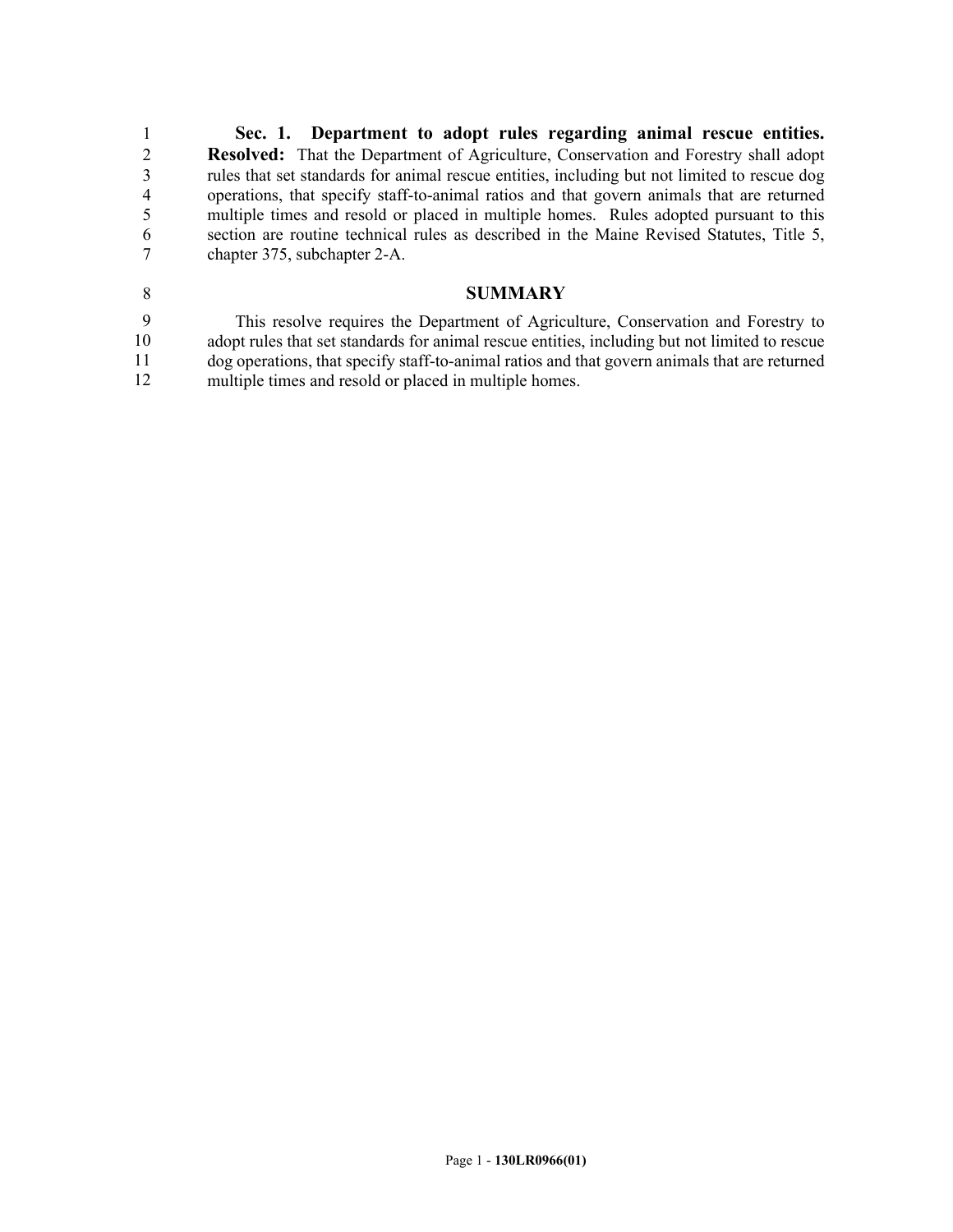**Sec. 1. Department to adopt rules regarding animal rescue entities. Resolved:** That the Department of Agriculture, Conservation and Forestry shall adopt rules that set standards for animal rescue entities, including but not limited to rescue dog operations, that specify staff-to-animal ratios and that govern animals that are returned multiple times and resold or placed in multiple homes. Rules adopted pursuant to this section are routine technical rules as described in the Maine Revised Statutes, Title 5, chapter 375, subchapter 2-A.

## SUMMARY

This resolve requires the Department of Agriculture, Conservation and Forestry to adopt rules that set standards for animal rescue entities, including but not limited to rescue dog operations, that specify staff-to-animal ratios and that govern animals that are returned multiple times and resold or placed in multiple homes.